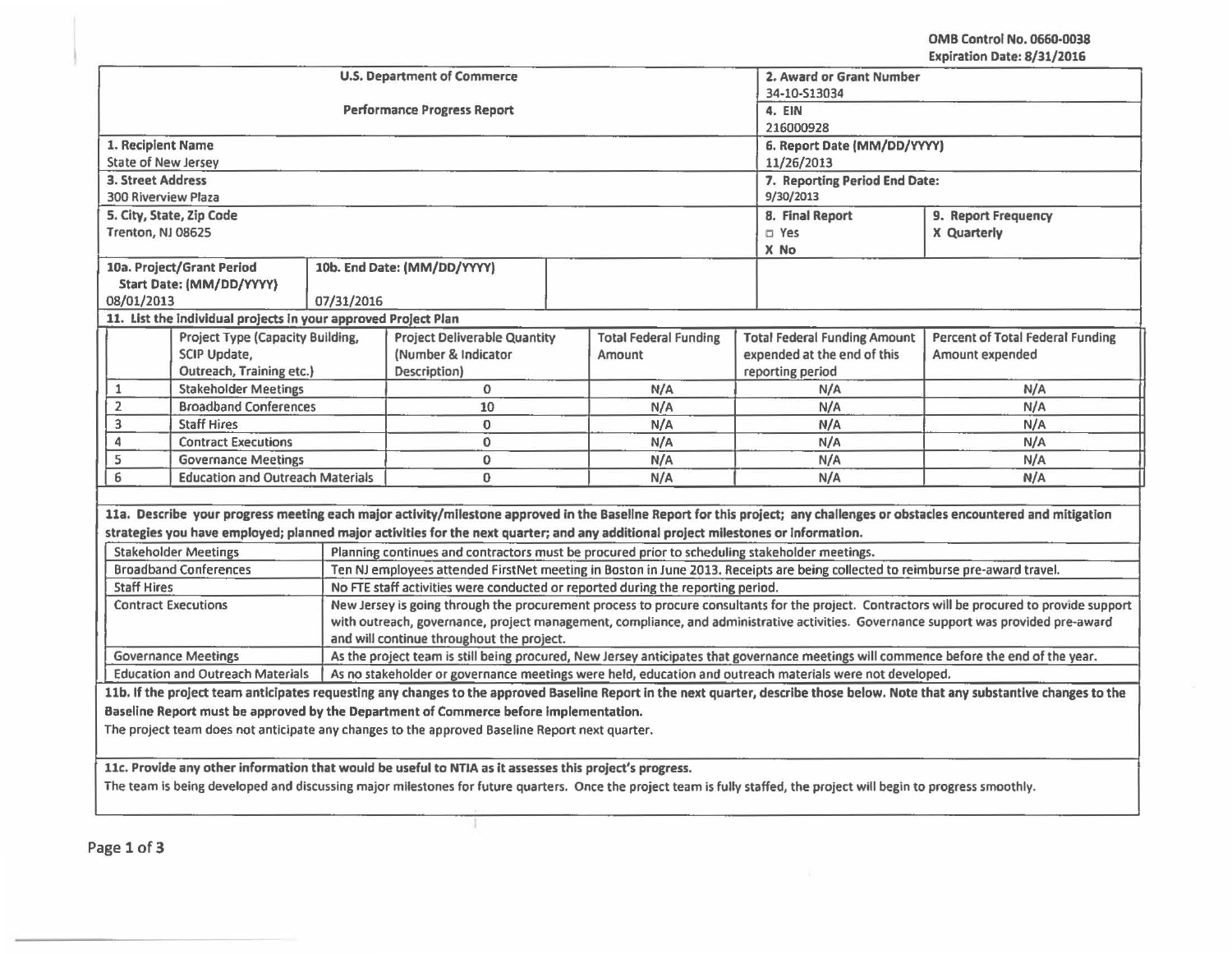OMB Control No. 0660-0038
Expiration Date: 8/31/2016

| U.S. Department of Commerce<br>Performance Progress Report | | 2. Award or Grant Number<br>34-10-S13034 | |
|---|---|---|---|
| | | 4. EIN<br>216000928 | |
| 1. Recipient Name<br>State of New Jersey | | 6. Report Date (MM/DD/YYYY)<br>11/26/2013 | |
| 3. Street Address<br>300 Riverview Plaza | | 7. Reporting Period End Date:<br>9/30/2013 | |
| 5. City, State, Zip Code<br>Trenton, NJ 08625 | | 8. Final Report<br>□ Yes<br>X No | 9. Report Frequency<br>X Quarterly |
| 10a. Project/Grant Period Start Date: (MM/DD/YYYY)<br>08/01/2013 | 10b. End Date: (MM/DD/YYYY)<br>07/31/2016 | | |

**11. List the individual projects in your approved Project Plan**

| | Project Type (Capacity Building, SCIP Update, Outreach, Training etc.) | Project Deliverable Quantity (Number & Indicator Description) | Total Federal Funding Amount | Total Federal Funding Amount expended at the end of this reporting period | Percent of Total Federal Funding Amount expended |
|---|---|---|---|---|---|
| 1 | Stakeholder Meetings | 0 | N/A | N/A | N/A |
| 2 | Broadband Conferences | 10 | N/A | N/A | N/A |
| 3 | Staff Hires | 0 | N/A | N/A | N/A |
| 4 | Contract Executions | 0 | N/A | N/A | N/A |
| 5 | Governance Meetings | 0 | N/A | N/A | N/A |
| 6 | Education and Outreach Materials | 0 | N/A | N/A | N/A |

**11a. Describe your progress meeting each major activity/milestone approved in the Baseline Report for this project; any challenges or obstacles encountered and mitigation strategies you have employed; planned major activities for the next quarter; and any additional project milestones or information.**

| | |
|---|---|
| Stakeholder Meetings | Planning continues and contractors must be procured prior to scheduling stakeholder meetings. |
| Broadband Conferences | Ten NJ employees attended FirstNet meeting in Boston in June 2013. Receipts are being collected to reimburse pre-award travel. |
| Staff Hires | No FTE staff activities were conducted or reported during the reporting period. |
| Contract Executions | New Jersey is going through the procurement process to procure consultants for the project. Contractors will be procured to provide support with outreach, governance, project management, compliance, and administrative activities. Governance support was provided pre-award and will continue throughout the project. |
| Governance Meetings | As the project team is still being procured, New Jersey anticipates that governance meetings will commence before the end of the year. |
| Education and Outreach Materials | As no stakeholder or governance meetings were held, education and outreach materials were not developed. |

**11b. If the project team anticipates requesting any changes to the approved Baseline Report in the next quarter, describe those below. Note that any substantive changes to the Baseline Report must be approved by the Department of Commerce before implementation.**

The project team does not anticipate any changes to the approved Baseline Report next quarter.

**11c. Provide any other information that would be useful to NTIA as it assesses this project's progress.**

The team is being developed and discussing major milestones for future quarters. Once the project team is fully staffed, the project will begin to progress smoothly.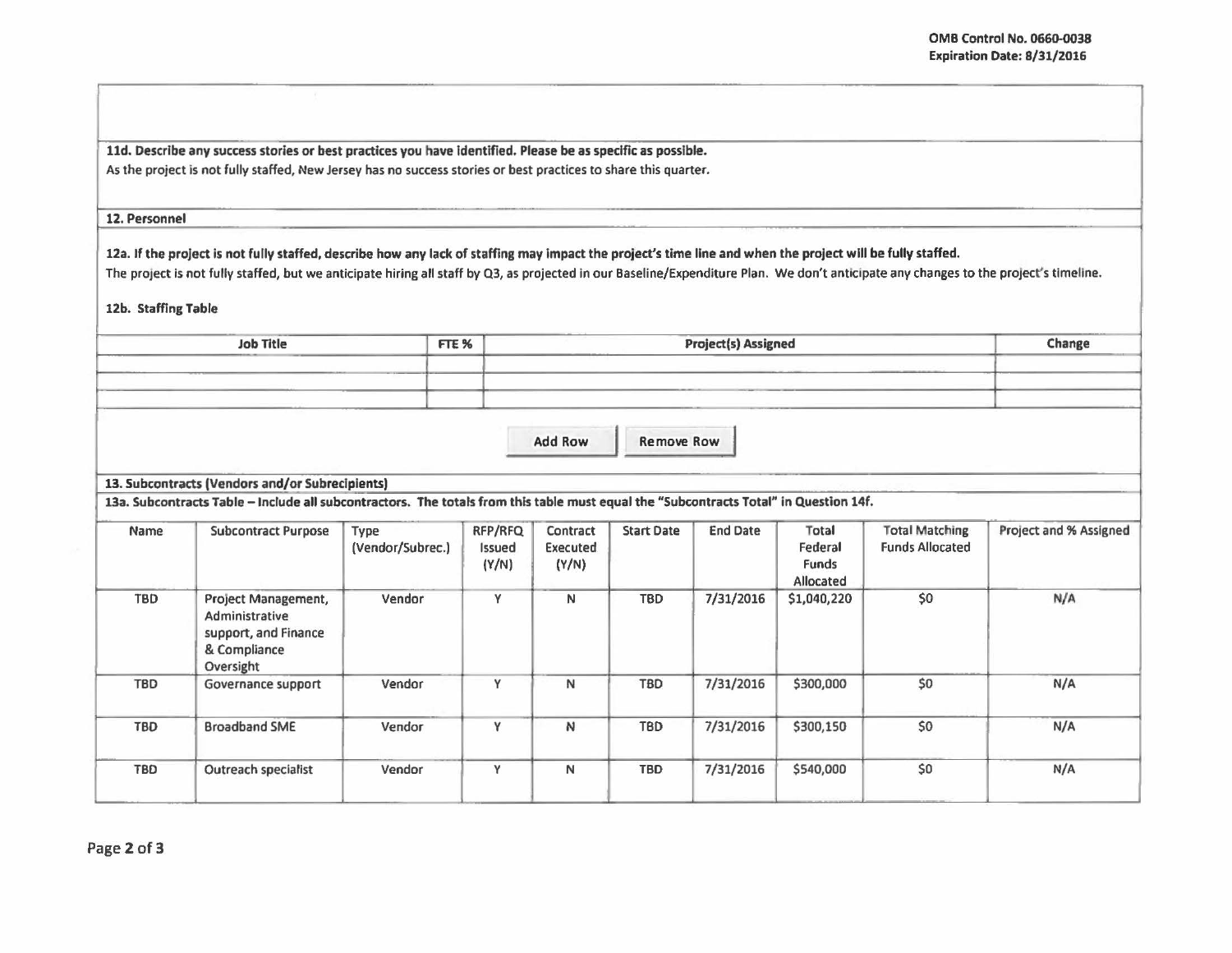**11d. Describe any success stories or best practices you have identified. Please be as specific as possible.**

As the project is not fully staffed, New Jersey has no success stories or best practices to share this quarter.

**12. Personnel**

**12a. If the project is not fully staffed, describe how any lack of staffing may impact the project's time line and when the project will be fully staffed.**

The project is not fully staffed, but we anticipate hiring all staff by Q3, as projected in our Baseline/Expenditure Plan. We don't anticipate any changes to the project's timeline.

**12b. Staffing Table**

| Job Title | FTE % | Project(s) Assigned | Change |
|---|---|---|---|
| | | | |
| | | | |
| | | | |

Add Row | Remove Row

**13. Subcontracts (Vendors and/or Subrecipients)**

**13a. Subcontracts Table – Include all subcontractors. The totals from this table must equal the "Subcontracts Total" in Question 14f.**

| Name | Subcontract Purpose | Type (Vendor/Subrec.) | RFP/RFQ Issued (Y/N) | Contract Executed (Y/N) | Start Date | End Date | Total Federal Funds Allocated | Total Matching Funds Allocated | Project and % Assigned |
|---|---|---|---|---|---|---|---|---|---|
| TBD | Project Management, Administrative support, and Finance & Compliance Oversight | Vendor | Y | N | TBD | 7/31/2016 | $1,040,220 | $0 | N/A |
| TBD | Governance support | Vendor | Y | N | TBD | 7/31/2016 | $300,000 | $0 | N/A |
| TBD | Broadband SME | Vendor | Y | N | TBD | 7/31/2016 | $300,150 | $0 | N/A |
| TBD | Outreach specialist | Vendor | Y | N | TBD | 7/31/2016 | $540,000 | $0 | N/A |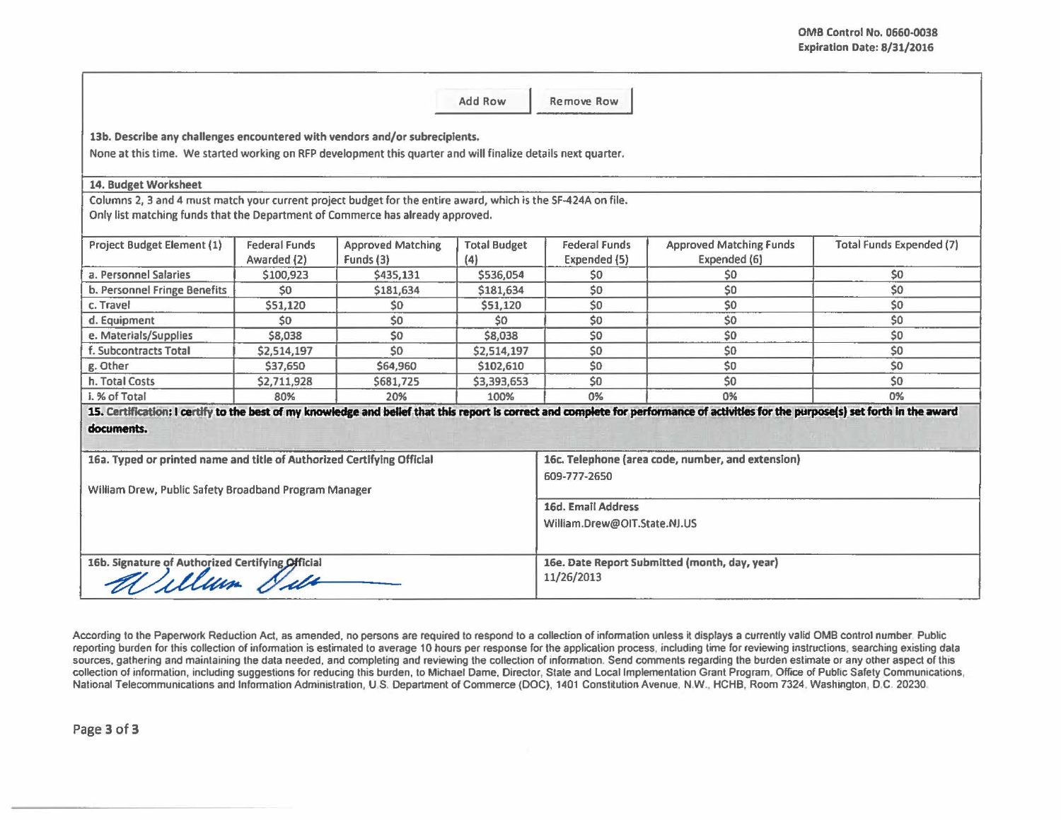OMB Control No. 0660-0038
Expiration Date: 8/31/2016

Add Row Remove Row

**13b. Describe any challenges encountered with vendors and/or subrecipients.**

None at this time. We started working on RFP development this quarter and will finalize details next quarter.

**14. Budget Worksheet**

Columns 2, 3 and 4 must match your current project budget for the entire award, which is the SF-424A on file.
Only list matching funds that the Department of Commerce has already approved.

| Project Budget Element (1) | Federal Funds Awarded (2) | Approved Matching Funds (3) | Total Budget (4) | Federal Funds Expended (5) | Approved Matching Funds Expended (6) | Total Funds Expended (7) |
|---|---|---|---|---|---|---|
| a. Personnel Salaries | $100,923 | $435,131 | $536,054 | $0 | $0 | $0 |
| b. Personnel Fringe Benefits | $0 | $181,634 | $181,634 | $0 | $0 | $0 |
| c. Travel | $51,120 | $0 | $51,120 | $0 | $0 | $0 |
| d. Equipment | $0 | $0 | $0 | $0 | $0 | $0 |
| e. Materials/Supplies | $8,038 | $0 | $8,038 | $0 | $0 | $0 |
| f. Subcontracts Total | $2,514,197 | $0 | $2,514,197 | $0 | $0 | $0 |
| g. Other | $37,650 | $64,960 | $102,610 | $0 | $0 | $0 |
| h. Total Costs | $2,711,928 | $681,725 | $3,393,653 | $0 | $0 | $0 |
| i. % of Total | 80% | 20% | 100% | 0% | 0% | 0% |

**15. Certification: I certify to the best of my knowledge and belief that this report is correct and complete for performance of activities for the purpose(s) set forth in the award documents.**

**16a. Typed or printed name and title of Authorized Certifying Official**

William Drew, Public Safety Broadband Program Manager

**16b. Signature of Authorized Certifying Official**

William Drew

**16c. Telephone (area code, number, and extension)**

609-777-2650

**16d. Email Address**

William.Drew@OIT.State.NJ.US

**16e. Date Report Submitted (month, day, year)**

11/26/2013

According to the Paperwork Reduction Act, as amended, no persons are required to respond to a collection of information unless it displays a currently valid OMB control number. Public reporting burden for this collection of information is estimated to average 10 hours per response for the application process, including time for reviewing instructions, searching existing data sources, gathering and maintaining the data needed, and completing and reviewing the collection of information. Send comments regarding the burden estimate or any other aspect of this collection of information, including suggestions for reducing this burden, to Michael Dame, Director, State and Local Implementation Grant Program, Office of Public Safety Communications, National Telecommunications and Information Administration, U.S. Department of Commerce (DOC), 1401 Constitution Avenue, N.W., HCHB, Room 7324, Washington, D.C. 20230.